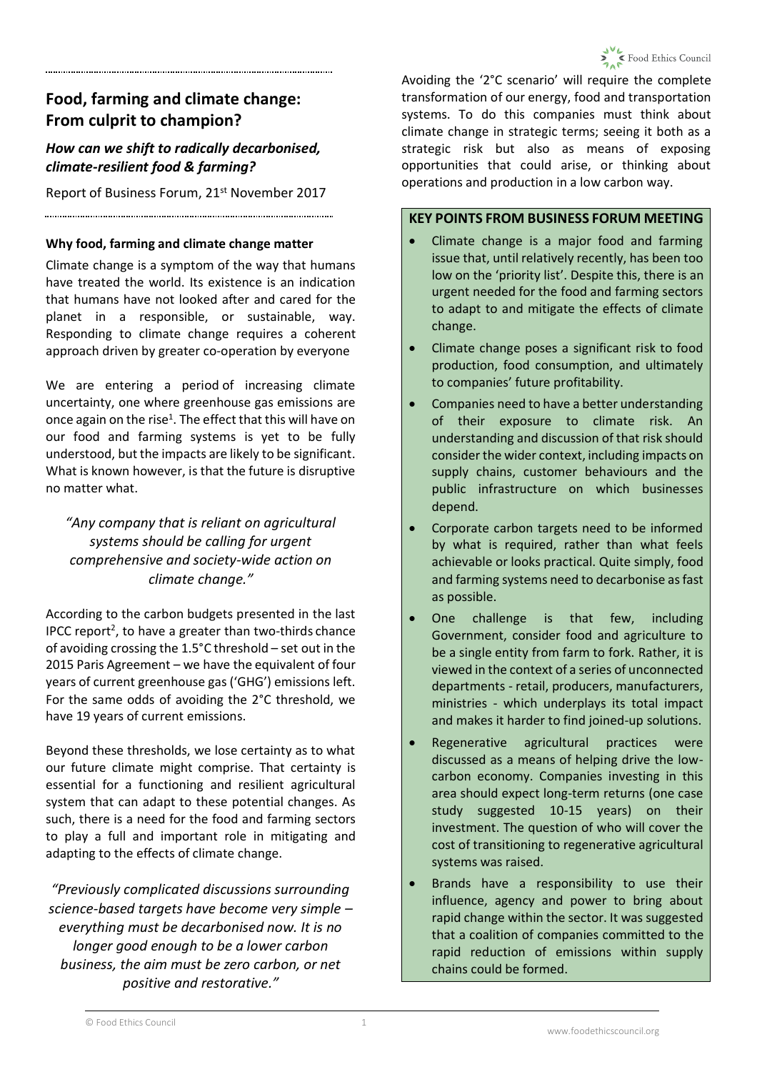# Food, farming and climate change: From culprit to champion?

### *How can we shift to radically decarbonised, climate-resilient food & farming?*

Report of Business Forum, 21st November 2017

#### **Why food, farming and climate change matter**

Climate change is a symptom of the way that humans have treated the world. Its existence is an indication that humans have not looked after and cared for the planet in a responsible, or sustainable, way. Responding to climate change requires a coherent approach driven by greater co-operation by everyone

We are entering a period of increasing climate uncertainty, one where greenhouse gas emissions are once again on the rise[1]. The effect that this will have on our food and farming systems is yet to be fully understood, but the impacts are likely to be significant. What is known however, is that the future is disruptive no matter what.

*"Any company that is reliant on agricultural systems should be calling for urgent comprehensive and society-wide action on climate change."*

According to the carbon budgets presented in the last IPCC report[2], to have a greater than two-thirds chance of avoiding crossing the 1.5°C threshold – set out in the 2015 Paris Agreement – we have the equivalent of four years of current greenhouse gas ('GHG') emissions left. For the same odds of avoiding the 2°C threshold, we have 19 years of current emissions.

Beyond these thresholds, we lose certainty as to what our future climate might comprise. That certainty is essential for a functioning and resilient agricultural system that can adapt to these potential changes. As such, there is a need for the food and farming sectors to play a full and important role in mitigating and adapting to the effects of climate change.

*"Previously complicated discussions surrounding science-based targets have become very simple – everything must be decarbonised now. It is no longer good enough to be a lower carbon business, the aim must be zero carbon, or net positive and restorative."*

Avoiding the '2°C scenario' will require the complete transformation of our energy, food and transportation systems. To do this companies must think about climate change in strategic terms; seeing it both as a strategic risk but also as means of exposing opportunities that could arise, or thinking about operations and production in a low carbon way.

#### **KEY POINTS FROM BUSINESS FORUM MEETING**

- Climate change is a major food and farming issue that, until relatively recently, has been too low on the 'priority list'. Despite this, there is an urgent needed for the food and farming sectors to adapt to and mitigate the effects of climate change.
- Climate change poses a significant risk to food production, food consumption, and ultimately to companies' future profitability.
- Companies need to have a better understanding of their exposure to climate risk. An understanding and discussion of that risk should consider the wider context, including impacts on supply chains, customer behaviours and the public infrastructure on which businesses depend.
- Corporate carbon targets need to be informed by what is required, rather than what feels achievable or looks practical. Quite simply, food and farming systems need to decarbonise as fast as possible.
- One challenge is that few, including Government, consider food and agriculture to be a single entity from farm to fork. Rather, it is viewed in the context of a series of unconnected departments - retail, producers, manufacturers, ministries - which underplays its total impact and makes it harder to find joined-up solutions.
- Regenerative agricultural practices were discussed as a means of helping drive the low-carbon economy. Companies investing in this area should expect long-term returns (one case study suggested 10-15 years) on their investment. The question of who will cover the cost of transitioning to regenerative agricultural systems was raised.
- Brands have a responsibility to use their influence, agency and power to bring about rapid change within the sector. It was suggested that a coalition of companies committed to the rapid reduction of emissions within supply chains could be formed.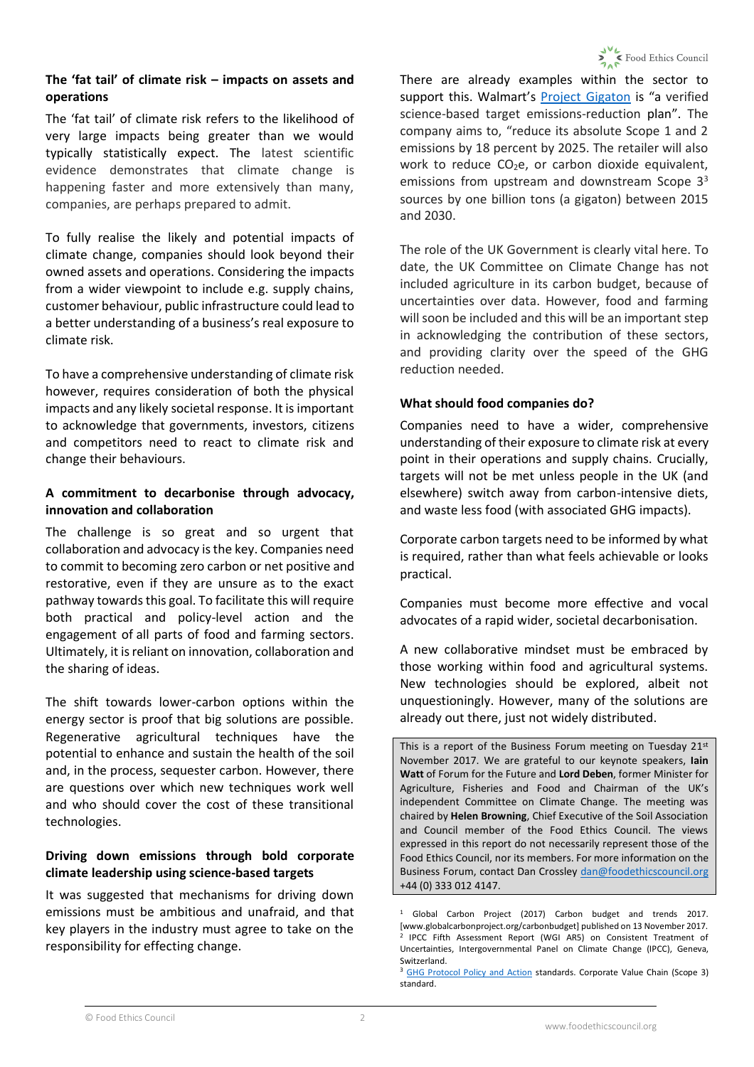## The 'fat tail' of climate risk – impacts on assets and operations

The 'fat tail' of climate risk refers to the likelihood of very large impacts being greater than we would typically statistically expect. The latest scientific evidence demonstrates that climate change is happening faster and more extensively than many, companies, are perhaps prepared to admit.

To fully realise the likely and potential impacts of climate change, companies should look beyond their owned assets and operations. Considering the impacts from a wider viewpoint to include e.g. supply chains, customer behaviour, public infrastructure could lead to a better understanding of a business's real exposure to climate risk.

To have a comprehensive understanding of climate risk however, requires consideration of both the physical impacts and any likely societal response. It is important to acknowledge that governments, investors, citizens and competitors need to react to climate risk and change their behaviours.

## A commitment to decarbonise through advocacy, innovation and collaboration

The challenge is so great and so urgent that collaboration and advocacy is the key. Companies need to commit to becoming zero carbon or net positive and restorative, even if they are unsure as to the exact pathway towards this goal. To facilitate this will require both practical and policy-level action and the engagement of all parts of food and farming sectors. Ultimately, it is reliant on innovation, collaboration and the sharing of ideas.

The shift towards lower-carbon options within the energy sector is proof that big solutions are possible. Regenerative agricultural techniques have the potential to enhance and sustain the health of the soil and, in the process, sequester carbon. However, there are questions over which new techniques work well and who should cover the cost of these transitional technologies.

## Driving down emissions through bold corporate climate leadership using science-based targets

It was suggested that mechanisms for driving down emissions must be ambitious and unafraid, and that key players in the industry must agree to take on the responsibility for effecting change.

There are already examples within the sector to support this. Walmart's [Project Gigaton](Project Gigaton) is "a verified science-based target emissions-reduction plan". The company aims to, "reduce its absolute Scope 1 and 2 emissions by 18 percent by 2025. The retailer will also work to reduce $CO_2$e, or carbon dioxide equivalent, emissions from upstream and downstream Scope 3[3] sources by one billion tons (a gigaton) between 2015 and 2030.

The role of the UK Government is clearly vital here. To date, the UK Committee on Climate Change has not included agriculture in its carbon budget, because of uncertainties over data. However, food and farming will soon be included and this will be an important step in acknowledging the contribution of these sectors, and providing clarity over the speed of the GHG reduction needed.

## What should food companies do?

Companies need to have a wider, comprehensive understanding of their exposure to climate risk at every point in their operations and supply chains. Crucially, targets will not be met unless people in the UK (and elsewhere) switch away from carbon-intensive diets, and waste less food (with associated GHG impacts).

Corporate carbon targets need to be informed by what is required, rather than what feels achievable or looks practical.

Companies must become more effective and vocal advocates of a rapid wider, societal decarbonisation.

A new collaborative mindset must be embraced by those working within food and agricultural systems. New technologies should be explored, albeit not unquestioningly. However, many of the solutions are already out there, just not widely distributed.

> This is a report of the Business Forum meeting on Tuesday 21st November 2017. We are grateful to our keynote speakers, **Iain Watt** of Forum for the Future and **Lord Deben**, former Minister for Agriculture, Fisheries and Food and Chairman of the UK's independent Committee on Climate Change. The meeting was chaired by **Helen Browning**, Chief Executive of the Soil Association and Council member of the Food Ethics Council. The views expressed in this report do not necessarily represent those of the Food Ethics Council, nor its members. For more information on the Business Forum, contact Dan Crossley dan@foodethicscouncil.org +44 (0) 333 012 4147.

[1] Global Carbon Project (2017) Carbon budget and trends 2017. [www.globalcarbonproject.org/carbonbudget] published on 13 November 2017.

[2] IPCC Fifth Assessment Report (WGI AR5) on Consistent Treatment of Uncertainties, Intergovernmental Panel on Climate Change (IPCC), Geneva, Switzerland.

[3] GHG Protocol Policy and Action standards. Corporate Value Chain (Scope 3) standard.